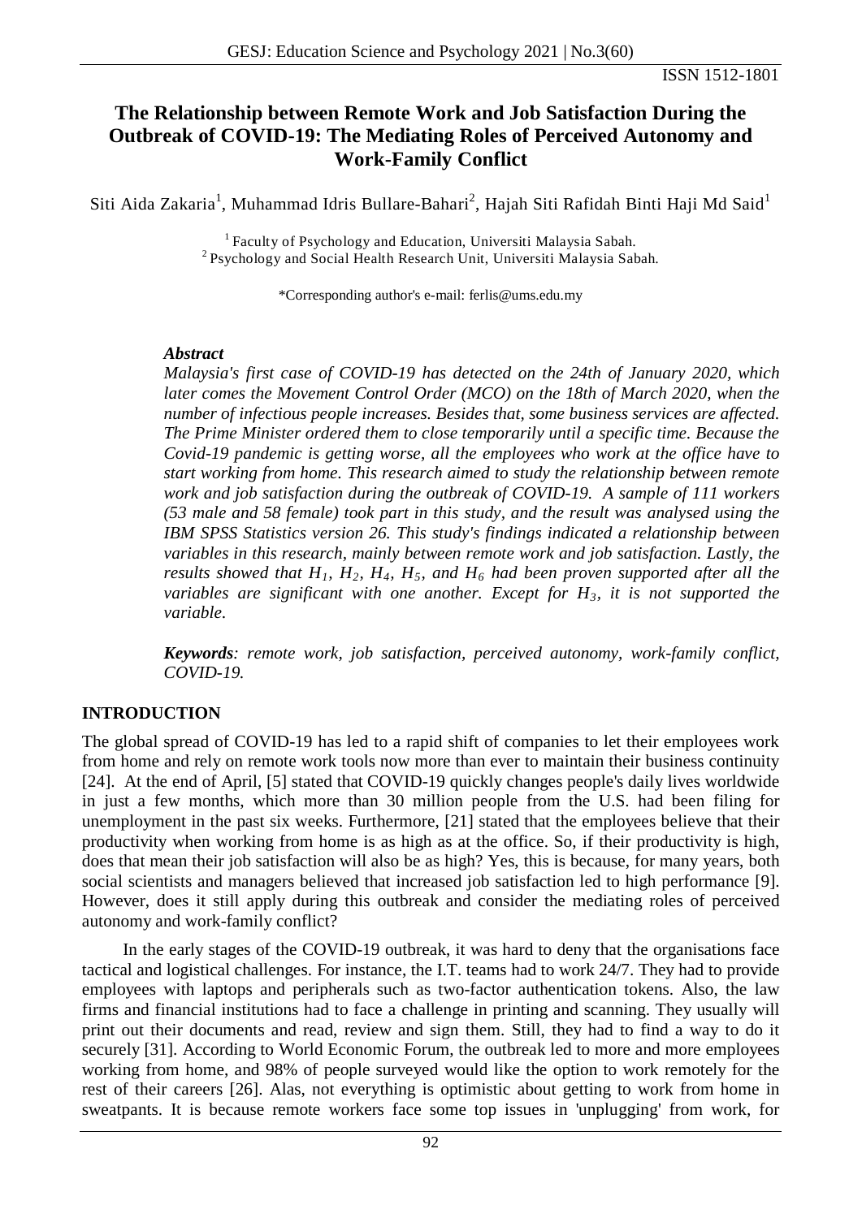# The Relationship between Remote Work and Job Satisfaction During the Outbreak of COVID-19: The Mediating Roles of Perceived Autonomy and Work-Family Conflict

Siti Aida Zakaria[1], Muhammad Idris Bullare-Bahari[2], Hajah Siti Rafidah Binti Haji Md Said[1]

[1] Faculty of Psychology and Education, Universiti Malaysia Sabah.
[2] Psychology and Social Health Research Unit, Universiti Malaysia Sabah.

*Corresponding author's e-mail: ferlis@ums.edu.my

### *Abstract*

*Malaysia's first case of COVID-19 has detected on the 24th of January 2020, which later comes the Movement Control Order (MCO) on the 18th of March 2020, when the number of infectious people increases. Besides that, some business services are affected. The Prime Minister ordered them to close temporarily until a specific time. Because the Covid-19 pandemic is getting worse, all the employees who work at the office have to start working from home. This research aimed to study the relationship between remote work and job satisfaction during the outbreak of COVID-19. A sample of 111 workers (53 male and 58 female) took part in this study, and the result was analysed using the IBM SPSS Statistics version 26. This study's findings indicated a relationship between variables in this research, mainly between remote work and job satisfaction. Lastly, the results showed that $H_1$, $H_2$, $H_4$, $H_5$, and $H_6$ had been proven supported after all the variables are significant with one another. Except for $H_3$, it is not supported the variable.*

***Keywords**: remote work, job satisfaction, perceived autonomy, work-family conflict, COVID-19.*

## INTRODUCTION

The global spread of COVID-19 has led to a rapid shift of companies to let their employees work from home and rely on remote work tools now more than ever to maintain their business continuity [24]. At the end of April, [5] stated that COVID-19 quickly changes people's daily lives worldwide in just a few months, which more than 30 million people from the U.S. had been filing for unemployment in the past six weeks. Furthermore, [21] stated that the employees believe that their productivity when working from home is as high as at the office. So, if their productivity is high, does that mean their job satisfaction will also be as high? Yes, this is because, for many years, both social scientists and managers believed that increased job satisfaction led to high performance [9]. However, does it still apply during this outbreak and consider the mediating roles of perceived autonomy and work-family conflict?

In the early stages of the COVID-19 outbreak, it was hard to deny that the organisations face tactical and logistical challenges. For instance, the I.T. teams had to work 24/7. They had to provide employees with laptops and peripherals such as two-factor authentication tokens. Also, the law firms and financial institutions had to face a challenge in printing and scanning. They usually will print out their documents and read, review and sign them. Still, they had to find a way to do it securely [31]. According to World Economic Forum, the outbreak led to more and more employees working from home, and 98% of people surveyed would like the option to work remotely for the rest of their careers [26]. Alas, not everything is optimistic about getting to work from home in sweatpants. It is because remote workers face some top issues in 'unplugging' from work, for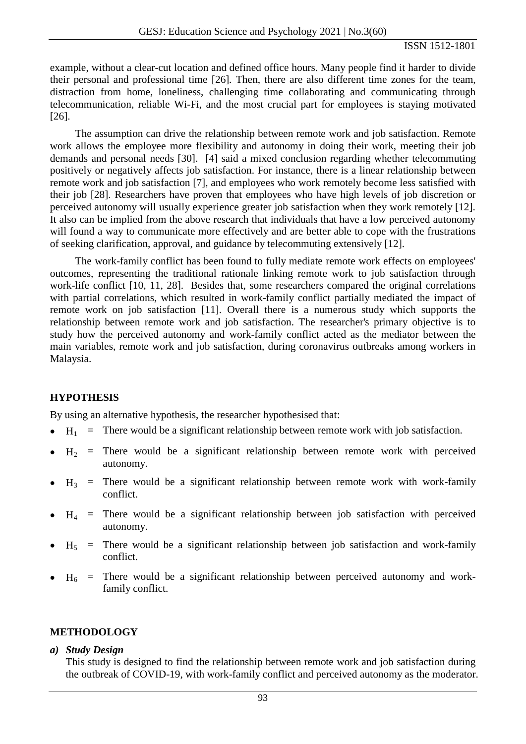example, without a clear-cut location and defined office hours. Many people find it harder to divide their personal and professional time [26]. Then, there are also different time zones for the team, distraction from home, loneliness, challenging time collaborating and communicating through telecommunication, reliable Wi-Fi, and the most crucial part for employees is staying motivated [26].

The assumption can drive the relationship between remote work and job satisfaction. Remote work allows the employee more flexibility and autonomy in doing their work, meeting their job demands and personal needs [30]. [4] said a mixed conclusion regarding whether telecommuting positively or negatively affects job satisfaction. For instance, there is a linear relationship between remote work and job satisfaction [7], and employees who work remotely become less satisfied with their job [28]. Researchers have proven that employees who have high levels of job discretion or perceived autonomy will usually experience greater job satisfaction when they work remotely [12]. It also can be implied from the above research that individuals that have a low perceived autonomy will found a way to communicate more effectively and are better able to cope with the frustrations of seeking clarification, approval, and guidance by telecommuting extensively [12].

The work-family conflict has been found to fully mediate remote work effects on employees' outcomes, representing the traditional rationale linking remote work to job satisfaction through work-life conflict [10, 11, 28]. Besides that, some researchers compared the original correlations with partial correlations, which resulted in work-family conflict partially mediated the impact of remote work on job satisfaction [11]. Overall there is a numerous study which supports the relationship between remote work and job satisfaction. The researcher's primary objective is to study how the perceived autonomy and work-family conflict acted as the mediator between the main variables, remote work and job satisfaction, during coronavirus outbreaks among workers in Malaysia.

## HYPOTHESIS

By using an alternative hypothesis, the researcher hypothesised that:

- $H_1$ = There would be a significant relationship between remote work with job satisfaction.
- $H_2$ = There would be a significant relationship between remote work with perceived autonomy.
- $H_3$ = There would be a significant relationship between remote work with work-family conflict.
- $H_4$ = There would be a significant relationship between job satisfaction with perceived autonomy.
- $H_5$ = There would be a significant relationship between job satisfaction and work-family conflict.
- $H_6$ = There would be a significant relationship between perceived autonomy and work-family conflict.

## METHODOLOGY

***a) Study Design***

This study is designed to find the relationship between remote work and job satisfaction during the outbreak of COVID-19, with work-family conflict and perceived autonomy as the moderator.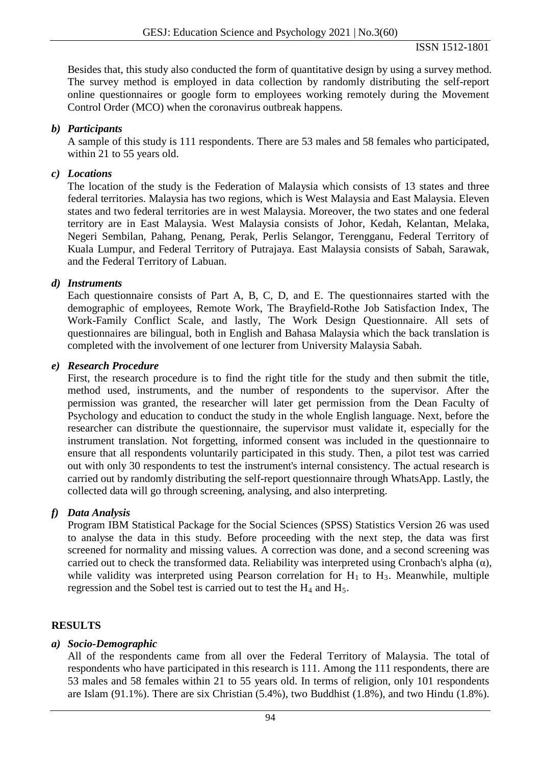Besides that, this study also conducted the form of quantitative design by using a survey method. The survey method is employed in data collection by randomly distributing the self-report online questionnaires or google form to employees working remotely during the Movement Control Order (MCO) when the coronavirus outbreak happens.

### *b) Participants*

A sample of this study is 111 respondents. There are 53 males and 58 females who participated, within 21 to 55 years old.

### *c) Locations*

The location of the study is the Federation of Malaysia which consists of 13 states and three federal territories. Malaysia has two regions, which is West Malaysia and East Malaysia. Eleven states and two federal territories are in west Malaysia. Moreover, the two states and one federal territory are in East Malaysia. West Malaysia consists of Johor, Kedah, Kelantan, Melaka, Negeri Sembilan, Pahang, Penang, Perak, Perlis Selangor, Terengganu, Federal Territory of Kuala Lumpur, and Federal Territory of Putrajaya. East Malaysia consists of Sabah, Sarawak, and the Federal Territory of Labuan.

### *d) Instruments*

Each questionnaire consists of Part A, B, C, D, and E. The questionnaires started with the demographic of employees, Remote Work, The Brayfield-Rothe Job Satisfaction Index, The Work-Family Conflict Scale, and lastly, The Work Design Questionnaire. All sets of questionnaires are bilingual, both in English and Bahasa Malaysia which the back translation is completed with the involvement of one lecturer from University Malaysia Sabah.

### *e) Research Procedure*

First, the research procedure is to find the right title for the study and then submit the title, method used, instruments, and the number of respondents to the supervisor. After the permission was granted, the researcher will later get permission from the Dean Faculty of Psychology and education to conduct the study in the whole English language. Next, before the researcher can distribute the questionnaire, the supervisor must validate it, especially for the instrument translation. Not forgetting, informed consent was included in the questionnaire to ensure that all respondents voluntarily participated in this study. Then, a pilot test was carried out with only 30 respondents to test the instrument's internal consistency. The actual research is carried out by randomly distributing the self-report questionnaire through WhatsApp. Lastly, the collected data will go through screening, analysing, and also interpreting.

### *f) Data Analysis*

Program IBM Statistical Package for the Social Sciences (SPSS) Statistics Version 26 was used to analyse the data in this study. Before proceeding with the next step, the data was first screened for normality and missing values. A correction was done, and a second screening was carried out to check the transformed data. Reliability was interpreted using Cronbach's alpha ($\alpha$), while validity was interpreted using Pearson correlation for $H_1$ to $H_3$. Meanwhile, multiple regression and the Sobel test is carried out to test the $H_4$ and $H_5$.

## RESULTS

### *a) Socio-Demographic*

All of the respondents came from all over the Federal Territory of Malaysia. The total of respondents who have participated in this research is 111. Among the 111 respondents, there are 53 males and 58 females within 21 to 55 years old. In terms of religion, only 101 respondents are Islam (91.1%). There are six Christian (5.4%), two Buddhist (1.8%), and two Hindu (1.8%).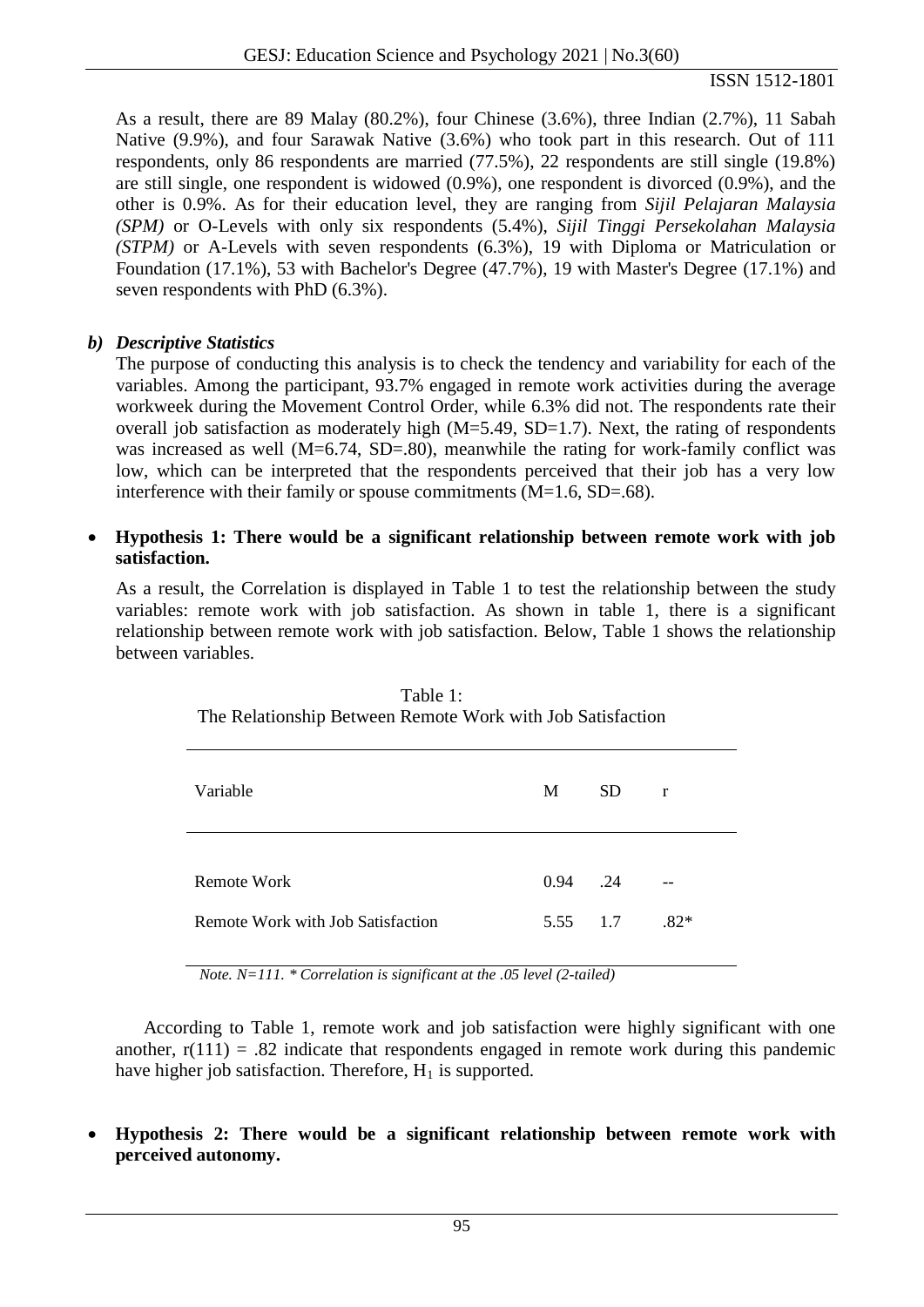As a result, there are 89 Malay (80.2%), four Chinese (3.6%), three Indian (2.7%), 11 Sabah Native (9.9%), and four Sarawak Native (3.6%) who took part in this research. Out of 111 respondents, only 86 respondents are married (77.5%), 22 respondents are still single (19.8%) are still single, one respondent is widowed (0.9%), one respondent is divorced (0.9%), and the other is 0.9%. As for their education level, they are ranging from *Sijil Pelajaran Malaysia (SPM)* or O-Levels with only six respondents (5.4%), *Sijil Tinggi Persekolahan Malaysia (STPM)* or A-Levels with seven respondents (6.3%), 19 with Diploma or Matriculation or Foundation (17.1%), 53 with Bachelor's Degree (47.7%), 19 with Master's Degree (17.1%) and seven respondents with PhD (6.3%).

### *b) Descriptive Statistics*

The purpose of conducting this analysis is to check the tendency and variability for each of the variables. Among the participant, 93.7% engaged in remote work activities during the average workweek during the Movement Control Order, while 6.3% did not. The respondents rate their overall job satisfaction as moderately high (M=5.49, SD=1.7). Next, the rating of respondents was increased as well (M=6.74, SD=.80), meanwhile the rating for work-family conflict was low, which can be interpreted that the respondents perceived that their job has a very low interference with their family or spouse commitments (M=1.6, SD=.68).

- **Hypothesis 1: There would be a significant relationship between remote work with job satisfaction.**

As a result, the Correlation is displayed in Table 1 to test the relationship between the study variables: remote work with job satisfaction. As shown in table 1, there is a significant relationship between remote work with job satisfaction. Below, Table 1 shows the relationship between variables.

Table 1:
The Relationship Between Remote Work with Job Satisfaction

| Variable | M | SD | r |
|---|---|---|---|
| Remote Work | 0.94 | .24 | -- |
| Remote Work with Job Satisfaction | 5.55 | 1.7 | .82* |

*Note. N=111. * Correlation is significant at the .05 level (2-tailed)*

According to Table 1, remote work and job satisfaction were highly significant with one another, r(111) = .82 indicate that respondents engaged in remote work during this pandemic have higher job satisfaction. Therefore, $H_1$ is supported.

- **Hypothesis 2: There would be a significant relationship between remote work with perceived autonomy.**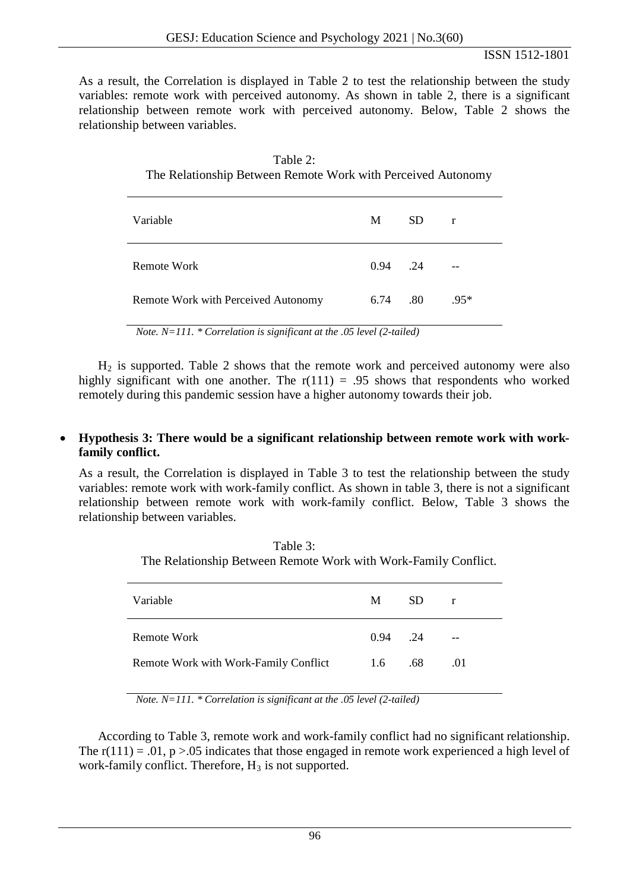As a result, the Correlation is displayed in Table 2 to test the relationship between the study variables: remote work with perceived autonomy. As shown in table 2, there is a significant relationship between remote work with perceived autonomy. Below, Table 2 shows the relationship between variables.

Table 2:
The Relationship Between Remote Work with Perceived Autonomy

| Variable | M | SD | r |
|---|---|---|---|
| Remote Work | 0.94 | .24 | -- |
| Remote Work with Perceived Autonomy | 6.74 | .80 | .95* |

*Note. N=111. * Correlation is significant at the .05 level (2-tailed)*

$H_2$ is supported. Table 2 shows that the remote work and perceived autonomy were also highly significant with one another. The $r(111) = .95$ shows that respondents who worked remotely during this pandemic session have a higher autonomy towards their job.

- **Hypothesis 3: There would be a significant relationship between remote work with work-family conflict.**

As a result, the Correlation is displayed in Table 3 to test the relationship between the study variables: remote work with work-family conflict. As shown in table 3, there is not a significant relationship between remote work with work-family conflict. Below, Table 3 shows the relationship between variables.

Table 3:
The Relationship Between Remote Work with Work-Family Conflict.

| Variable | M | SD | r |
|---|---|---|---|
| Remote Work | 0.94 | .24 | -- |
| Remote Work with Work-Family Conflict | 1.6 | .68 | .01 |

*Note. N=111. * Correlation is significant at the .05 level (2-tailed)*

According to Table 3, remote work and work-family conflict had no significant relationship. The $r(111) = .01$, $p > .05$ indicates that those engaged in remote work experienced a high level of work-family conflict. Therefore, $H_3$ is not supported.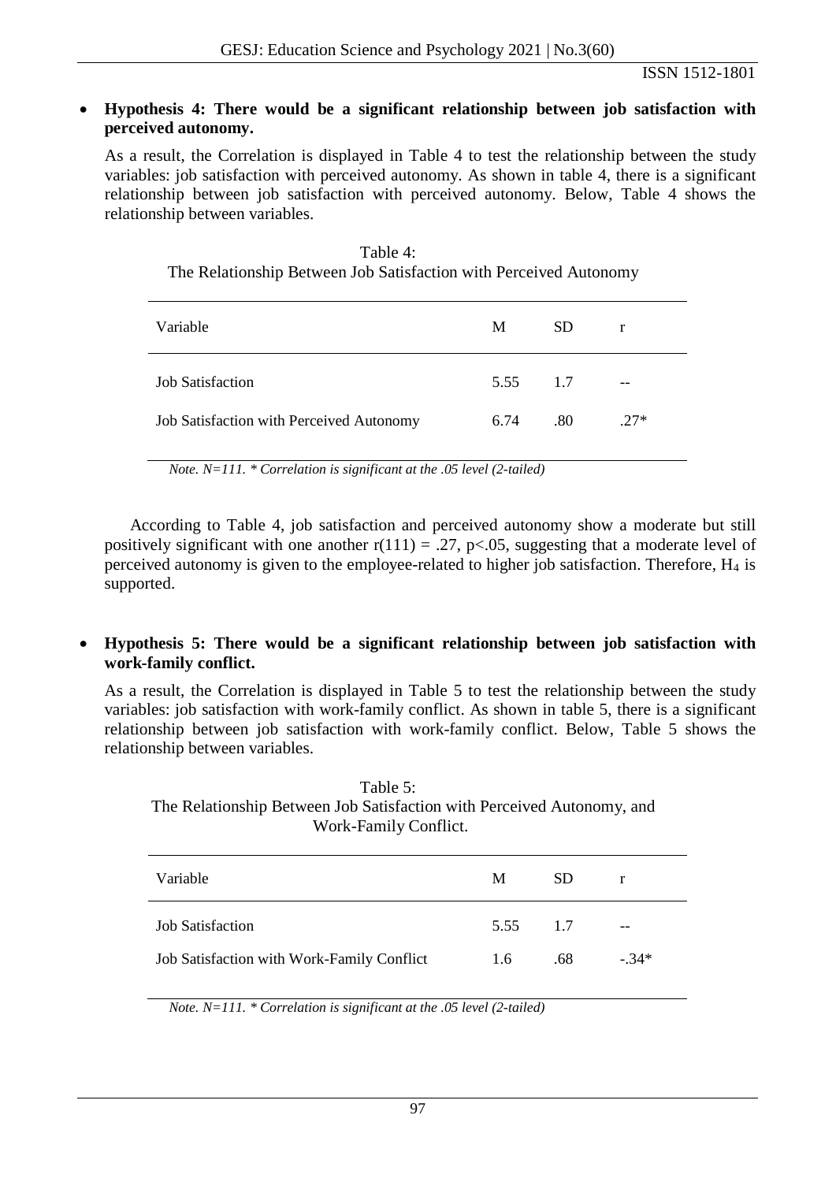- **Hypothesis 4: There would be a significant relationship between job satisfaction with perceived autonomy.**

  As a result, the Correlation is displayed in Table 4 to test the relationship between the study variables: job satisfaction with perceived autonomy. As shown in table 4, there is a significant relationship between job satisfaction with perceived autonomy. Below, Table 4 shows the relationship between variables.

Table 4:
The Relationship Between Job Satisfaction with Perceived Autonomy

| Variable | M | SD | r |
|---|---|---|---|
| Job Satisfaction | 5.55 | 1.7 | -- |
| Job Satisfaction with Perceived Autonomy | 6.74 | .80 | .27* |

*Note. N=111. * Correlation is significant at the .05 level (2-tailed)*

According to Table 4, job satisfaction and perceived autonomy show a moderate but still positively significant with one another $r(111) = .27$, $p<.05$, suggesting that a moderate level of perceived autonomy is given to the employee-related to higher job satisfaction. Therefore, $H_4$ is supported.

- **Hypothesis 5: There would be a significant relationship between job satisfaction with work-family conflict.**

  As a result, the Correlation is displayed in Table 5 to test the relationship between the study variables: job satisfaction with work-family conflict. As shown in table 5, there is a significant relationship between job satisfaction with work-family conflict. Below, Table 5 shows the relationship between variables.

Table 5:
The Relationship Between Job Satisfaction with Perceived Autonomy, and Work-Family Conflict.

| Variable | M | SD | r |
|---|---|---|---|
| Job Satisfaction | 5.55 | 1.7 | -- |
| Job Satisfaction with Work-Family Conflict | 1.6 | .68 | -.34* |

*Note. N=111. * Correlation is significant at the .05 level (2-tailed)*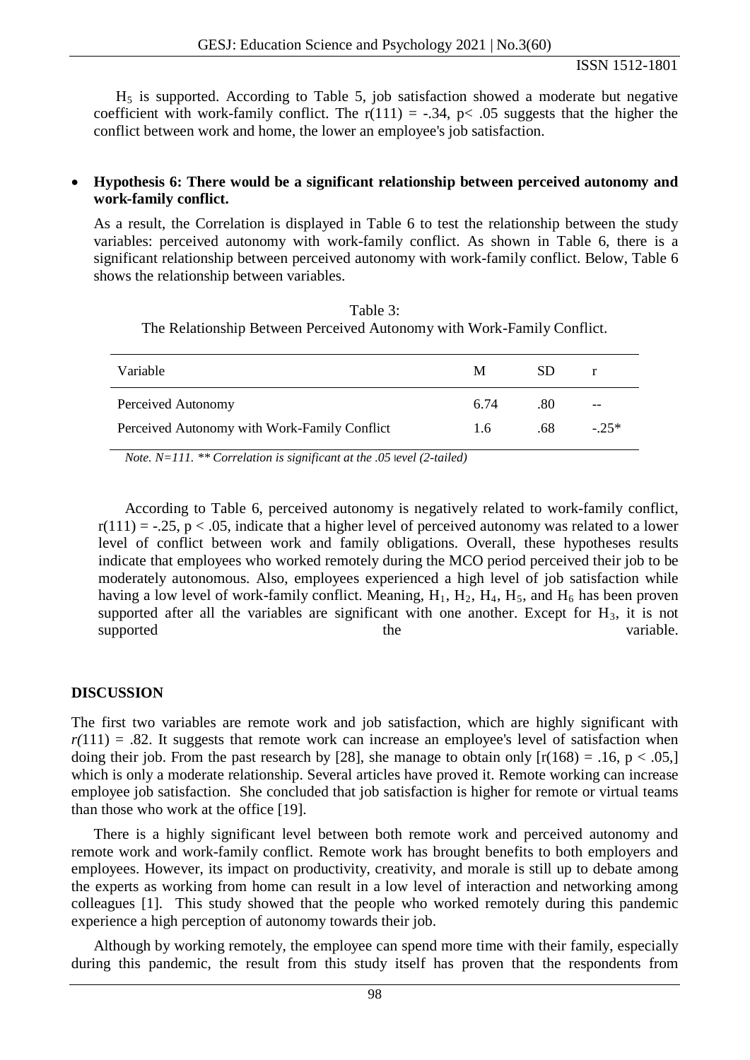$H_5$ is supported. According to Table 5, job satisfaction showed a moderate but negative coefficient with work-family conflict. The $r(111) = -.34$, $p < .05$ suggests that the higher the conflict between work and home, the lower an employee's job satisfaction.

- **Hypothesis 6: There would be a significant relationship between perceived autonomy and work-family conflict.**

As a result, the Correlation is displayed in Table 6 to test the relationship between the study variables: perceived autonomy with work-family conflict. As shown in Table 6, there is a significant relationship between perceived autonomy with work-family conflict. Below, Table 6 shows the relationship between variables.

Table 3:
The Relationship Between Perceived Autonomy with Work-Family Conflict.

| Variable | M | SD | r |
|---|---|---|---|
| Perceived Autonomy | 6.74 | .80 | -- |
| Perceived Autonomy with Work-Family Conflict | 1.6 | .68 | -.25* |

*Note. N=111. ** Correlation is significant at the .05 level (2-tailed)*

According to Table 6, perceived autonomy is negatively related to work-family conflict, $r(111) = -.25$, $p < .05$, indicate that a higher level of perceived autonomy was related to a lower level of conflict between work and family obligations. Overall, these hypotheses results indicate that employees who worked remotely during the MCO period perceived their job to be moderately autonomous. Also, employees experienced a high level of job satisfaction while having a low level of work-family conflict. Meaning, $H_1$, $H_2$, $H_4$, $H_5$, and $H_6$ has been proven supported after all the variables are significant with one another. Except for $H_3$, it is not supported the variable.

## DISCUSSION

The first two variables are remote work and job satisfaction, which are highly significant with $r(111) = .82$. It suggests that remote work can increase an employee's level of satisfaction when doing their job. From the past research by [28], she manage to obtain only [$r(168) = .16$, $p < .05$,] which is only a moderate relationship. Several articles have proved it. Remote working can increase employee job satisfaction. She concluded that job satisfaction is higher for remote or virtual teams than those who work at the office [19].

There is a highly significant level between both remote work and perceived autonomy and remote work and work-family conflict. Remote work has brought benefits to both employers and employees. However, its impact on productivity, creativity, and morale is still up to debate among the experts as working from home can result in a low level of interaction and networking among colleagues [1]. This study showed that the people who worked remotely during this pandemic experience a high perception of autonomy towards their job.

Although by working remotely, the employee can spend more time with their family, especially during this pandemic, the result from this study itself has proven that the respondents from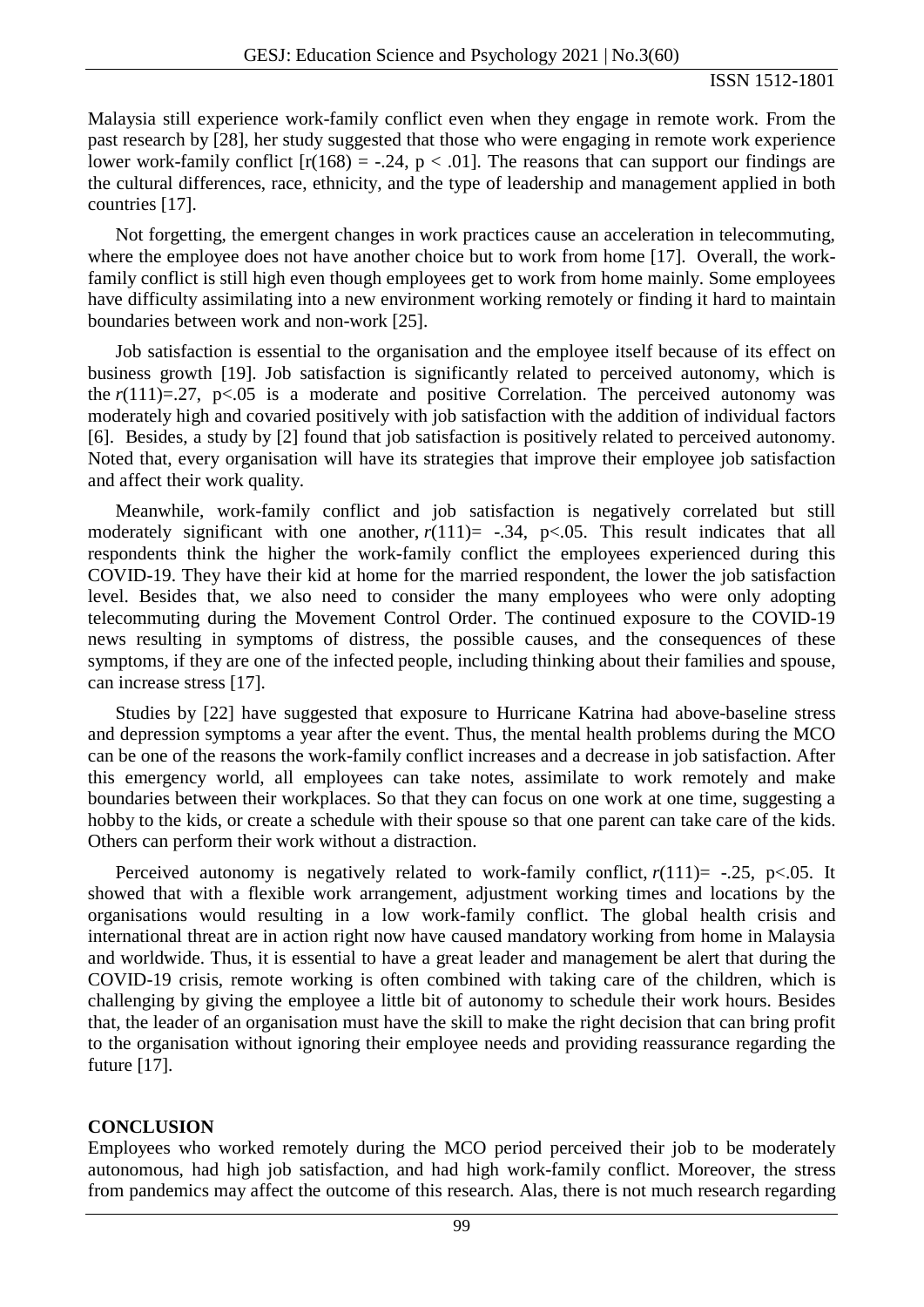Malaysia still experience work-family conflict even when they engage in remote work. From the past research by [28], her study suggested that those who were engaging in remote work experience lower work-family conflict [$r(168) = -.24$, $p < .01$]. The reasons that can support our findings are the cultural differences, race, ethnicity, and the type of leadership and management applied in both countries [17].

Not forgetting, the emergent changes in work practices cause an acceleration in telecommuting, where the employee does not have another choice but to work from home [17]. Overall, the work-family conflict is still high even though employees get to work from home mainly. Some employees have difficulty assimilating into a new environment working remotely or finding it hard to maintain boundaries between work and non-work [25].

Job satisfaction is essential to the organisation and the employee itself because of its effect on business growth [19]. Job satisfaction is significantly related to perceived autonomy, which is the $r(111)=.27$, $p<.05$ is a moderate and positive Correlation. The perceived autonomy was moderately high and covaried positively with job satisfaction with the addition of individual factors [6]. Besides, a study by [2] found that job satisfaction is positively related to perceived autonomy. Noted that, every organisation will have its strategies that improve their employee job satisfaction and affect their work quality.

Meanwhile, work-family conflict and job satisfaction is negatively correlated but still moderately significant with one another, $r(111)= -.34$, $p<.05$. This result indicates that all respondents think the higher the work-family conflict the employees experienced during this COVID-19. They have their kid at home for the married respondent, the lower the job satisfaction level. Besides that, we also need to consider the many employees who were only adopting telecommuting during the Movement Control Order. The continued exposure to the COVID-19 news resulting in symptoms of distress, the possible causes, and the consequences of these symptoms, if they are one of the infected people, including thinking about their families and spouse, can increase stress [17].

Studies by [22] have suggested that exposure to Hurricane Katrina had above-baseline stress and depression symptoms a year after the event. Thus, the mental health problems during the MCO can be one of the reasons the work-family conflict increases and a decrease in job satisfaction. After this emergency world, all employees can take notes, assimilate to work remotely and make boundaries between their workplaces. So that they can focus on one work at one time, suggesting a hobby to the kids, or create a schedule with their spouse so that one parent can take care of the kids. Others can perform their work without a distraction.

Perceived autonomy is negatively related to work-family conflict, $r(111)= -.25$, $p<.05$. It showed that with a flexible work arrangement, adjustment working times and locations by the organisations would resulting in a low work-family conflict. The global health crisis and international threat are in action right now have caused mandatory working from home in Malaysia and worldwide. Thus, it is essential to have a great leader and management be alert that during the COVID-19 crisis, remote working is often combined with taking care of the children, which is challenging by giving the employee a little bit of autonomy to schedule their work hours. Besides that, the leader of an organisation must have the skill to make the right decision that can bring profit to the organisation without ignoring their employee needs and providing reassurance regarding the future [17].

## CONCLUSION

Employees who worked remotely during the MCO period perceived their job to be moderately autonomous, had high job satisfaction, and had high work-family conflict. Moreover, the stress from pandemics may affect the outcome of this research. Alas, there is not much research regarding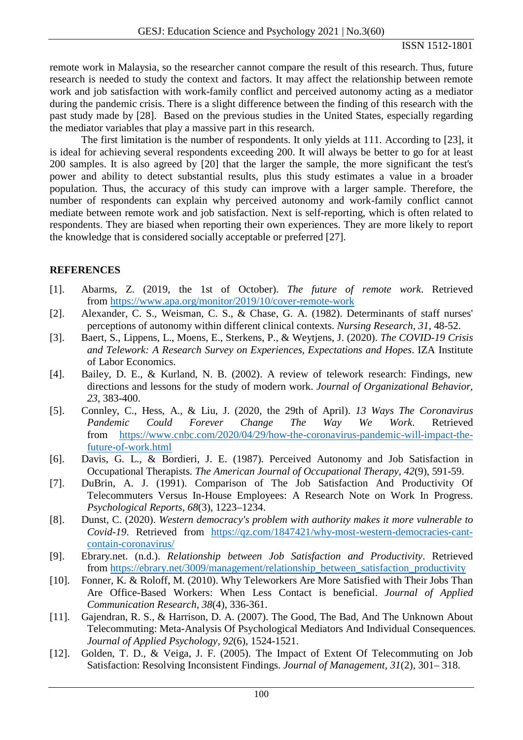remote work in Malaysia, so the researcher cannot compare the result of this research. Thus, future research is needed to study the context and factors. It may affect the relationship between remote work and job satisfaction with work-family conflict and perceived autonomy acting as a mediator during the pandemic crisis. There is a slight difference between the finding of this research with the past study made by [28]. Based on the previous studies in the United States, especially regarding the mediator variables that play a massive part in this research.

The first limitation is the number of respondents. It only yields at 111. According to [23], it is ideal for achieving several respondents exceeding 200. It will always be better to go for at least 200 samples. It is also agreed by [20] that the larger the sample, the more significant the test's power and ability to detect substantial results, plus this study estimates a value in a broader population. Thus, the accuracy of this study can improve with a larger sample. Therefore, the number of respondents can explain why perceived autonomy and work-family conflict cannot mediate between remote work and job satisfaction. Next is self-reporting, which is often related to respondents. They are biased when reporting their own experiences. They are more likely to report the knowledge that is considered socially acceptable or preferred [27].

## REFERENCES

[1]. Abarms, Z. (2019, the 1st of October). *The future of remote work*. Retrieved from https://www.apa.org/monitor/2019/10/cover-remote-work

[2]. Alexander, C. S., Weisman, C. S., & Chase, G. A. (1982). Determinants of staff nurses' perceptions of autonomy within different clinical contexts. *Nursing Research, 31*, 48-52.

[3]. Baert, S., Lippens, L., Moens, E., Sterkens, P., & Weytjens, J. (2020). *The COVID-19 Crisis and Telework: A Research Survey on Experiences, Expectations and Hopes*. IZA Institute of Labor Economics.

[4]. Bailey, D. E., & Kurland, N. B. (2002). A review of telework research: Findings, new directions and lessons for the study of modern work. *Journal of Organizational Behavior, 23*, 383-400.

[5]. Connley, C., Hess, A., & Liu, J. (2020, the 29th of April). *13 Ways The Coronavirus Pandemic Could Forever Change The Way We Work*. Retrieved from https://www.cnbc.com/2020/04/29/how-the-coronavirus-pandemic-will-impact-the-future-of-work.html

[6]. Davis, G. L., & Bordieri, J. E. (1987). Perceived Autonomy and Job Satisfaction in Occupational Therapists. *The American Journal of Occupational Therapy, 42*(9), 591-59.

[7]. DuBrin, A. J. (1991). Comparison of The Job Satisfaction And Productivity Of Telecommuters Versus In-House Employees: A Research Note on Work In Progress. *Psychological Reports, 68*(3), 1223–1234.

[8]. Dunst, C. (2020). *Western democracy's problem with authority makes it more vulnerable to Covid-19*. Retrieved from https://qz.com/1847421/why-most-western-democracies-cant-contain-coronavirus/

[9]. Ebrary.net. (n.d.). *Relationship between Job Satisfaction and Productivity*. Retrieved from https://ebrary.net/3009/management/relationship_between_satisfaction_productivity

[10]. Fonner, K. & Roloff, M. (2010). Why Teleworkers Are More Satisfied with Their Jobs Than Are Office-Based Workers: When Less Contact is beneficial. *Journal of Applied Communication Research, 38*(4), 336-361.

[11]. Gajendran, R. S., & Harrison, D. A. (2007). The Good, The Bad, And The Unknown About Telecommuting: Meta-Analysis Of Psychological Mediators And Individual Consequences. *Journal of Applied Psychology, 92*(6), 1524-1521.

[12]. Golden, T. D., & Veiga, J. F. (2005). The Impact of Extent Of Telecommuting on Job Satisfaction: Resolving Inconsistent Findings. *Journal of Management, 31*(2), 301– 318.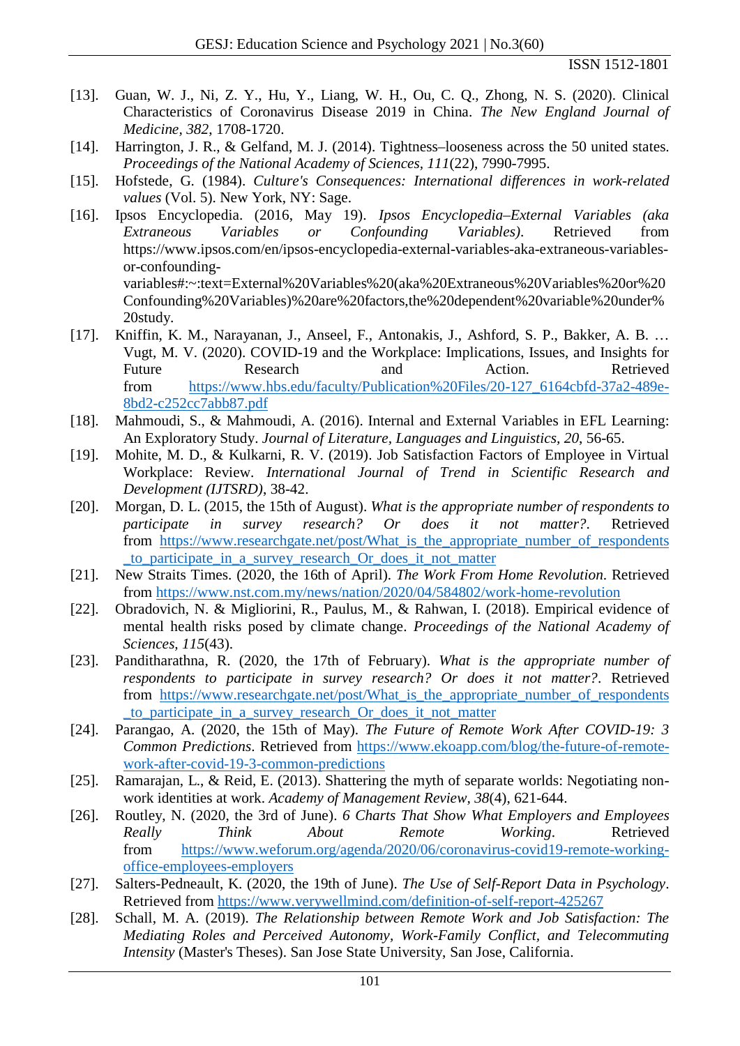[13]. Guan, W. J., Ni, Z. Y., Hu, Y., Liang, W. H., Ou, C. Q., Zhong, N. S. (2020). Clinical Characteristics of Coronavirus Disease 2019 in China. *The New England Journal of Medicine, 382*, 1708-1720.

[14]. Harrington, J. R., & Gelfand, M. J. (2014). Tightness–looseness across the 50 united states. *Proceedings of the National Academy of Sciences, 111*(22), 7990-7995.

[15]. Hofstede, G. (1984). *Culture's Consequences: International differences in work-related values* (Vol. 5). New York, NY: Sage.

[16]. Ipsos Encyclopedia. (2016, May 19). *Ipsos Encyclopedia–External Variables (aka Extraneous Variables or Confounding Variables)*. Retrieved from https://www.ipsos.com/en/ipsos-encyclopedia-external-variables-aka-extraneous-variables-or-confounding-variables#:~:text=External%20Variables%20(aka%20Extraneous%20Variables%20or%20Confounding%20Variables)%20are%20factors,the%20dependent%20variable%20under%20study.

[17]. Kniffin, K. M., Narayanan, J., Anseel, F., Antonakis, J., Ashford, S. P., Bakker, A. B. … Vugt, M. V. (2020). COVID-19 and the Workplace: Implications, Issues, and Insights for Future Research and Action. Retrieved from https://www.hbs.edu/faculty/Publication%20Files/20-127_6164cbfd-37a2-489e-8bd2-c252cc7abb87.pdf

[18]. Mahmoudi, S., & Mahmoudi, A. (2016). Internal and External Variables in EFL Learning: An Exploratory Study. *Journal of Literature, Languages and Linguistics, 20*, 56-65.

[19]. Mohite, M. D., & Kulkarni, R. V. (2019). Job Satisfaction Factors of Employee in Virtual Workplace: Review. *International Journal of Trend in Scientific Research and Development (IJTSRD)*, 38-42.

[20]. Morgan, D. L. (2015, the 15th of August). *What is the appropriate number of respondents to participate in survey research? Or does it not matter?*. Retrieved from https://www.researchgate.net/post/What_is_the_appropriate_number_of_respondents_to_participate_in_a_survey_research_Or_does_it_not_matter

[21]. New Straits Times. (2020, the 16th of April). *The Work From Home Revolution*. Retrieved from https://www.nst.com.my/news/nation/2020/04/584802/work-home-revolution

[22]. Obradovich, N. & Migliorini, R., Paulus, M., & Rahwan, I. (2018). Empirical evidence of mental health risks posed by climate change. *Proceedings of the National Academy of Sciences, 115*(43).

[23]. Panditharathna, R. (2020, the 17th of February). *What is the appropriate number of respondents to participate in survey research? Or does it not matter?*. Retrieved from https://www.researchgate.net/post/What_is_the_appropriate_number_of_respondents_to_participate_in_a_survey_research_Or_does_it_not_matter

[24]. Parangao, A. (2020, the 15th of May). *The Future of Remote Work After COVID-19: 3 Common Predictions*. Retrieved from https://www.ekoapp.com/blog/the-future-of-remote-work-after-covid-19-3-common-predictions

[25]. Ramarajan, L., & Reid, E. (2013). Shattering the myth of separate worlds: Negotiating non-work identities at work. *Academy of Management Review, 38*(4), 621-644.

[26]. Routley, N. (2020, the 3rd of June). *6 Charts That Show What Employers and Employees Really Think About Remote Working*. Retrieved from https://www.weforum.org/agenda/2020/06/coronavirus-covid19-remote-working-office-employees-employers

[27]. Salters-Pedneault, K. (2020, the 19th of June). *The Use of Self-Report Data in Psychology*. Retrieved from https://www.verywellmind.com/definition-of-self-report-425267

[28]. Schall, M. A. (2019). *The Relationship between Remote Work and Job Satisfaction: The Mediating Roles and Perceived Autonomy, Work-Family Conflict, and Telecommuting Intensity* (Master's Theses). San Jose State University, San Jose, California.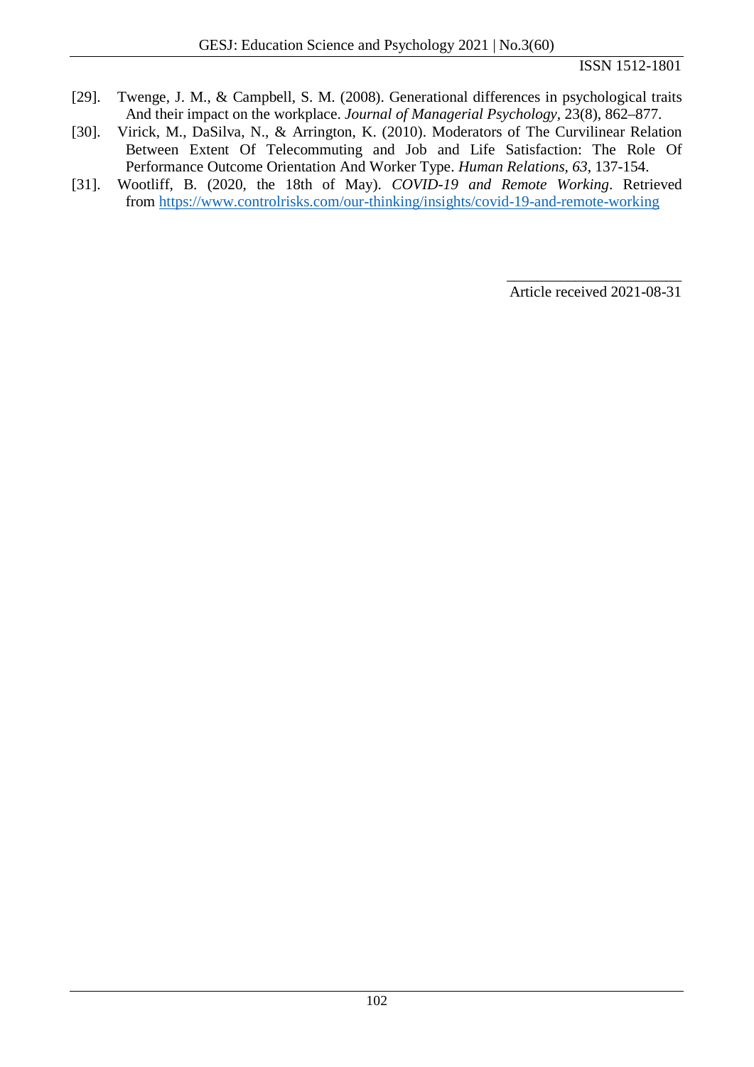[29]. Twenge, J. M., & Campbell, S. M. (2008). Generational differences in psychological traits And their impact on the workplace. *Journal of Managerial Psychology*, 23(8), 862–877.

[30]. Virick, M., DaSilva, N., & Arrington, K. (2010). Moderators of The Curvilinear Relation Between Extent Of Telecommuting and Job and Life Satisfaction: The Role Of Performance Outcome Orientation And Worker Type. *Human Relations, 63*, 137-154.

[31]. Wootliff, B. (2020, the 18th of May). *COVID-19 and Remote Working*. Retrieved from https://www.controlrisks.com/our-thinking/insights/covid-19-and-remote-working

Article received 2021-08-31